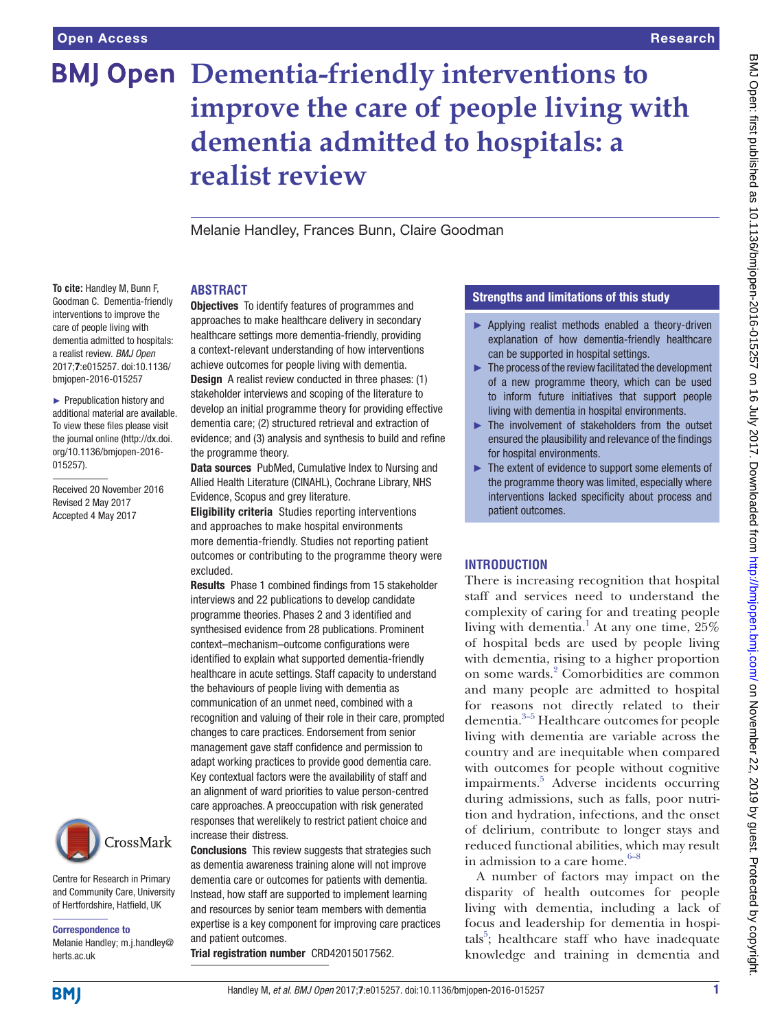# Dementia-friendly interventions to improve the care of people living with dementia admitted to hospitals: a realist review

Melanie Handley, Frances Bunn, Claire Goodman

**To cite:** Handley M, Bunn F, Goodman C. Dementia-friendly interventions to improve the care of people living with dementia admitted to hospitals: a realist review. *BMJ Open* 2017;**7**:e015257. doi:10.1136/bmjopen-2016-015257

► Prepublication history and additional material are available. To view these files please visit the journal online (http://dx.doi.org/10.1136/bmjopen-2016-015257).

Received 20 November 2016
Revised 2 May 2017
Accepted 4 May 2017

Centre for Research in Primary and Community Care, University of Hertfordshire, Hatfield, UK

**Correspondence to**
Melanie Handley; m.j.handley@herts.ac.uk

## ABSTRACT

**Objectives** To identify features of programmes and approaches to make healthcare delivery in secondary healthcare settings more dementia-friendly, providing a context-relevant understanding of how interventions achieve outcomes for people living with dementia.

**Design** A realist review conducted in three phases: (1) stakeholder interviews and scoping of the literature to develop an initial programme theory for providing effective dementia care; (2) structured retrieval and extraction of evidence; and (3) analysis and synthesis to build and refine the programme theory.

**Data sources** PubMed, Cumulative Index to Nursing and Allied Health Literature (CINAHL), Cochrane Library, NHS Evidence, Scopus and grey literature.

**Eligibility criteria** Studies reporting interventions and approaches to make hospital environments more dementia-friendly. Studies not reporting patient outcomes or contributing to the programme theory were excluded.

**Results** Phase 1 combined findings from 15 stakeholder interviews and 22 publications to develop candidate programme theories. Phases 2 and 3 identified and synthesised evidence from 28 publications. Prominent context–mechanism–outcome configurations were identified to explain what supported dementia-friendly healthcare in acute settings. Staff capacity to understand the behaviours of people living with dementia as communication of an unmet need, combined with a recognition and valuing of their role in their care, prompted changes to care practices. Endorsement from senior management gave staff confidence and permission to adapt working practices to provide good dementia care. Key contextual factors were the availability of staff and an alignment of ward priorities to value person-centred care approaches. A preoccupation with risk generated responses that werelikely to restrict patient choice and increase their distress.

**Conclusions** This review suggests that strategies such as dementia awareness training alone will not improve dementia care or outcomes for patients with dementia. Instead, how staff are supported to implement learning and resources by senior team members with dementia expertise is a key component for improving care practices and patient outcomes.

**Trial registration number** CRD42015017562.

## Strengths and limitations of this study

- ► Applying realist methods enabled a theory-driven explanation of how dementia-friendly healthcare can be supported in hospital settings.
- ► The process of the review facilitated the development of a new programme theory, which can be used to inform future initiatives that support people living with dementia in hospital environments.
- ► The involvement of stakeholders from the outset ensured the plausibility and relevance of the findings for hospital environments.
- ► The extent of evidence to support some elements of the programme theory was limited, especially where interventions lacked specificity about process and patient outcomes.

## INTRODUCTION

There is increasing recognition that hospital staff and services need to understand the complexity of caring for and treating people living with dementia.[1] At any one time, 25% of hospital beds are used by people living with dementia, rising to a higher proportion on some wards.[2] Comorbidities are common and many people are admitted to hospital for reasons not directly related to their dementia.[3–5] Healthcare outcomes for people living with dementia are variable across the country and are inequitable when compared with outcomes for people without cognitive impairments.[5] Adverse incidents occurring during admissions, such as falls, poor nutrition and hydration, infections, and the onset of delirium, contribute to longer stays and reduced functional abilities, which may result in admission to a care home.[6–8]

A number of factors may impact on the disparity of health outcomes for people living with dementia, including a lack of focus and leadership for dementia in hospitals[5]; healthcare staff who have inadequate knowledge and training in dementia and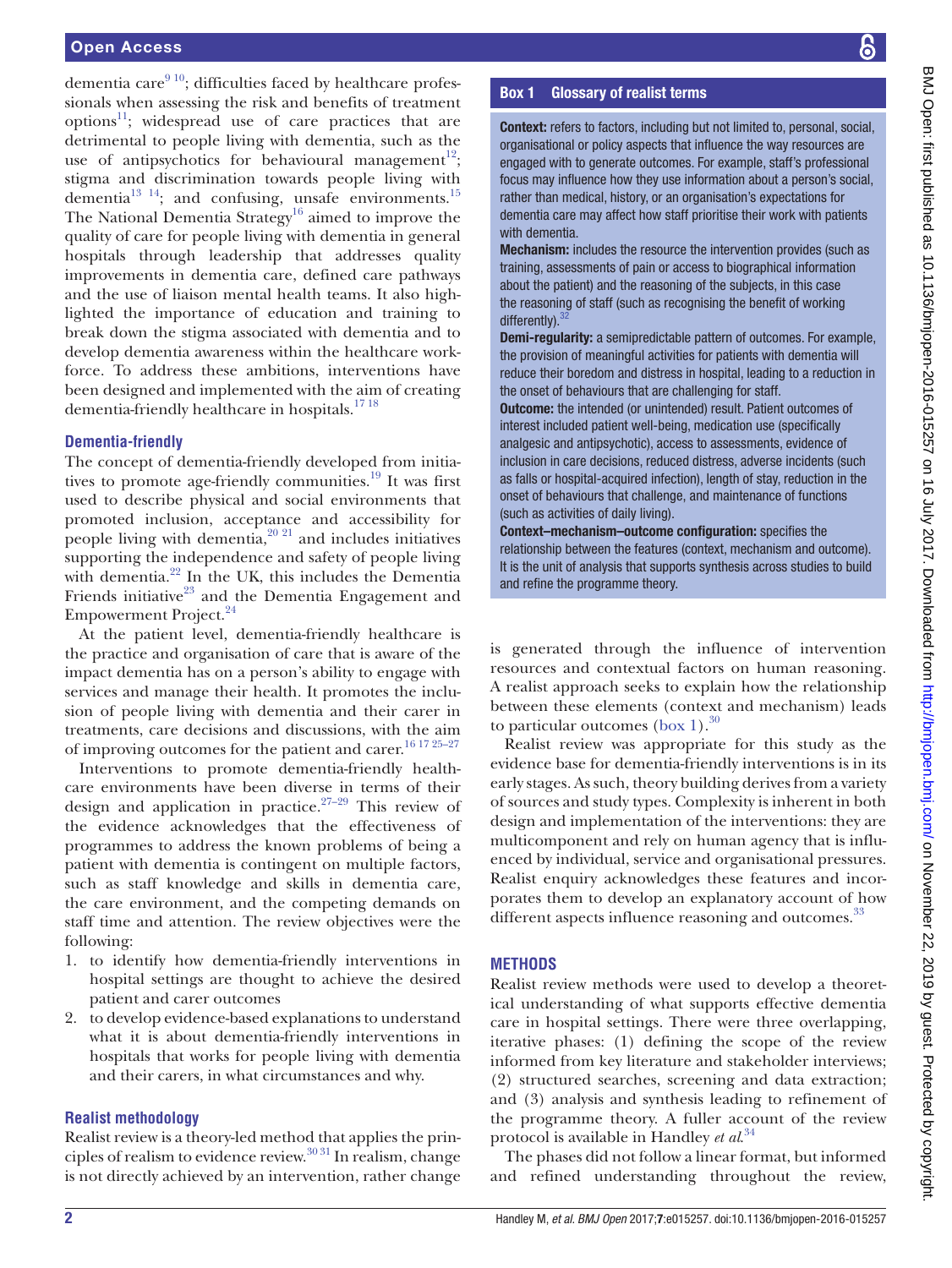dementia care[9 10]; difficulties faced by healthcare professionals when assessing the risk and benefits of treatment options[11]; widespread use of care practices that are detrimental to people living with dementia, such as the use of antipsychotics for behavioural management[12]; stigma and discrimination towards people living with dementia[13 14]; and confusing, unsafe environments.[15] The National Dementia Strategy[16] aimed to improve the quality of care for people living with dementia in general hospitals through leadership that addresses quality improvements in dementia care, defined care pathways and the use of liaison mental health teams. It also highlighted the importance of education and training to break down the stigma associated with dementia and to develop dementia awareness within the healthcare workforce. To address these ambitions, interventions have been designed and implemented with the aim of creating dementia-friendly healthcare in hospitals.[17 18]

### Dementia-friendly

The concept of dementia-friendly developed from initiatives to promote age-friendly communities.[19] It was first used to describe physical and social environments that promoted inclusion, acceptance and accessibility for people living with dementia,[20 21] and includes initiatives supporting the independence and safety of people living with dementia.[22] In the UK, this includes the Dementia Friends initiative[23] and the Dementia Engagement and Empowerment Project.[24]

At the patient level, dementia-friendly healthcare is the practice and organisation of care that is aware of the impact dementia has on a person's ability to engage with services and manage their health. It promotes the inclusion of people living with dementia and their carer in treatments, care decisions and discussions, with the aim of improving outcomes for the patient and carer.[16 17 25–27]

Interventions to promote dementia-friendly healthcare environments have been diverse in terms of their design and application in practice.[27–29] This review of the evidence acknowledges that the effectiveness of programmes to address the known problems of being a patient with dementia is contingent on multiple factors, such as staff knowledge and skills in dementia care, the care environment, and the competing demands on staff time and attention. The review objectives were the following:

1. to identify how dementia-friendly interventions in hospital settings are thought to achieve the desired patient and carer outcomes
2. to develop evidence-based explanations to understand what it is about dementia-friendly interventions in hospitals that works for people living with dementia and their carers, in what circumstances and why.

### Realist methodology

Realist review is a theory-led method that applies the principles of realism to evidence review.[30 31] In realism, change is not directly achieved by an intervention, rather change is generated through the influence of intervention resources and contextual factors on human reasoning. A realist approach seeks to explain how the relationship between these elements (context and mechanism) leads to particular outcomes (box 1).[30]

> **Box 1 Glossary of realist terms**
>
> **Context:** refers to factors, including but not limited to, personal, social, organisational or policy aspects that influence the way resources are engaged with to generate outcomes. For example, staff's professional focus may influence how they use information about a person's social, rather than medical, history, or an organisation's expectations for dementia care may affect how staff prioritise their work with patients with dementia.
>
> **Mechanism:** includes the resource the intervention provides (such as training, assessments of pain or access to biographical information about the patient) and the reasoning of the subjects, in this case the reasoning of staff (such as recognising the benefit of working differently).[32]
>
> **Demi-regularity:** a semipredictable pattern of outcomes. For example, the provision of meaningful activities for patients with dementia will reduce their boredom and distress in hospital, leading to a reduction in the onset of behaviours that are challenging for staff.
>
> **Outcome:** the intended (or unintended) result. Patient outcomes of interest included patient well-being, medication use (specifically analgesic and antipsychotic), access to assessments, evidence of inclusion in care decisions, reduced distress, adverse incidents (such as falls or hospital-acquired infection), length of stay, reduction in the onset of behaviours that challenge, and maintenance of functions (such as activities of daily living).
>
> **Context–mechanism–outcome configuration:** specifies the relationship between the features (context, mechanism and outcome). It is the unit of analysis that supports synthesis across studies to build and refine the programme theory.

Realist review was appropriate for this study as the evidence base for dementia-friendly interventions is in its early stages. As such, theory building derives from a variety of sources and study types. Complexity is inherent in both design and implementation of the interventions: they are multicomponent and rely on human agency that is influenced by individual, service and organisational pressures. Realist enquiry acknowledges these features and incorporates them to develop an explanatory account of how different aspects influence reasoning and outcomes.[33]

## METHODS

Realist review methods were used to develop a theoretical understanding of what supports effective dementia care in hospital settings. There were three overlapping, iterative phases: (1) defining the scope of the review informed from key literature and stakeholder interviews; (2) structured searches, screening and data extraction; and (3) analysis and synthesis leading to refinement of the programme theory. A fuller account of the review protocol is available in Handley *et al*.[34]

The phases did not follow a linear format, but informed and refined understanding throughout the review,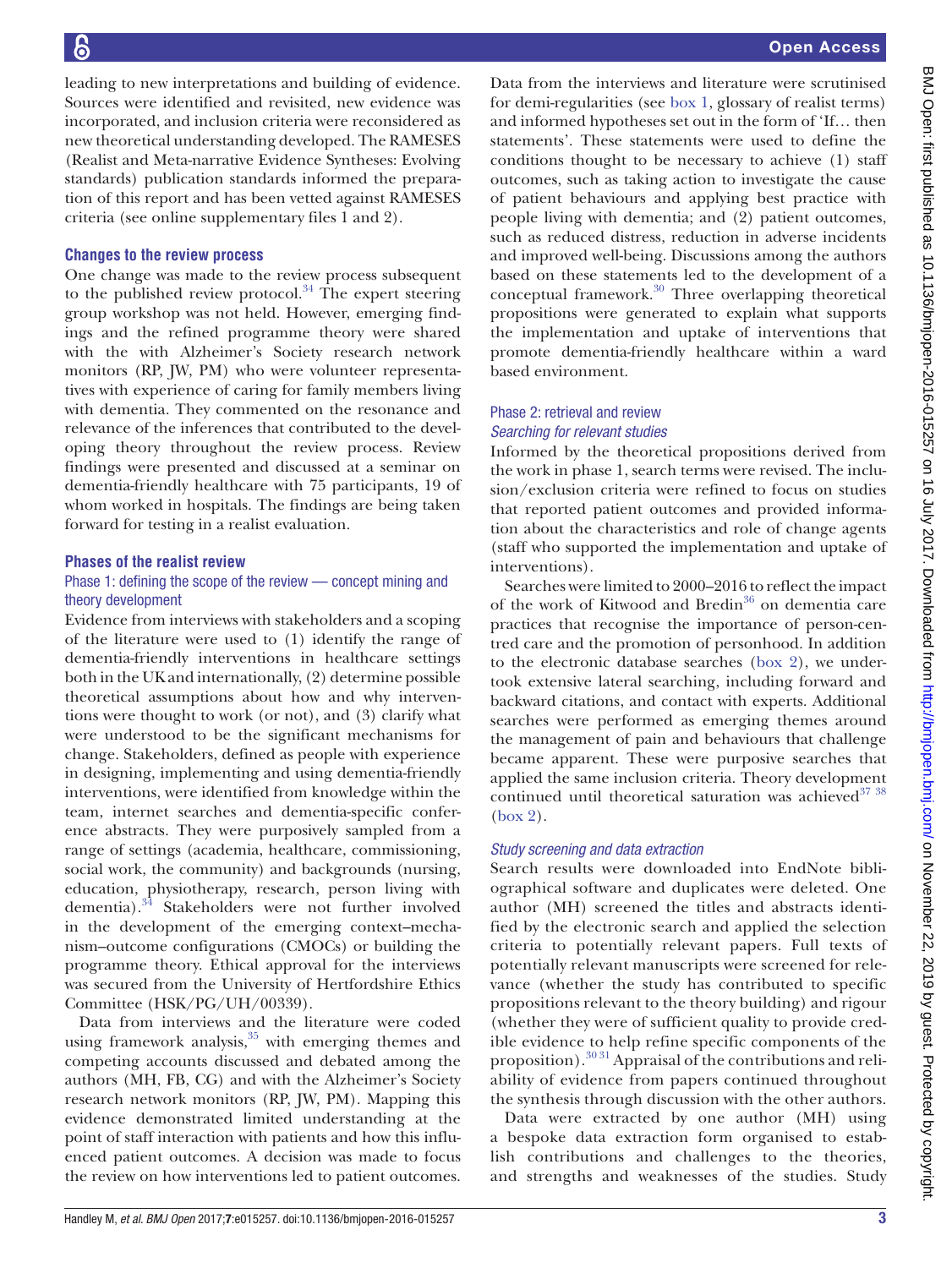leading to new interpretations and building of evidence. Sources were identified and revisited, new evidence was incorporated, and inclusion criteria were reconsidered as new theoretical understanding developed. The RAMESES (Realist and Meta-narrative Evidence Syntheses: Evolving standards) publication standards informed the preparation of this report and has been vetted against RAMESES criteria (see online supplementary files 1 and 2).

### Changes to the review process

One change was made to the review process subsequent to the published review protocol.[34] The expert steering group workshop was not held. However, emerging findings and the refined programme theory were shared with the with Alzheimer's Society research network monitors (RP, JW, PM) who were volunteer representatives with experience of caring for family members living with dementia. They commented on the resonance and relevance of the inferences that contributed to the developing theory throughout the review process. Review findings were presented and discussed at a seminar on dementia-friendly healthcare with 75 participants, 19 of whom worked in hospitals. The findings are being taken forward for testing in a realist evaluation.

### Phases of the realist review

#### Phase 1: defining the scope of the review — concept mining and theory development

Evidence from interviews with stakeholders and a scoping of the literature were used to (1) identify the range of dementia-friendly interventions in healthcare settings both in the UK and internationally, (2) determine possible theoretical assumptions about how and why interventions were thought to work (or not), and (3) clarify what were understood to be the significant mechanisms for change. Stakeholders, defined as people with experience in designing, implementing and using dementia-friendly interventions, were identified from knowledge within the team, internet searches and dementia-specific conference abstracts. They were purposively sampled from a range of settings (academia, healthcare, commissioning, social work, the community) and backgrounds (nursing, education, physiotherapy, research, person living with dementia).[34] Stakeholders were not further involved in the development of the emerging context–mechanism–outcome configurations (CMOCs) or building the programme theory. Ethical approval for the interviews was secured from the University of Hertfordshire Ethics Committee (HSK/PG/UH/00339).

Data from interviews and the literature were coded using framework analysis,[35] with emerging themes and competing accounts discussed and debated among the authors (MH, FB, CG) and with the Alzheimer's Society research network monitors (RP, JW, PM). Mapping this evidence demonstrated limited understanding at the point of staff interaction with patients and how this influenced patient outcomes. A decision was made to focus the review on how interventions led to patient outcomes.

Data from the interviews and the literature were scrutinised for demi-regularities (see box 1, glossary of realist terms) and informed hypotheses set out in the form of 'If… then statements'. These statements were used to define the conditions thought to be necessary to achieve (1) staff outcomes, such as taking action to investigate the cause of patient behaviours and applying best practice with people living with dementia; and (2) patient outcomes, such as reduced distress, reduction in adverse incidents and improved well-being. Discussions among the authors based on these statements led to the development of a conceptual framework.[30] Three overlapping theoretical propositions were generated to explain what supports the implementation and uptake of interventions that promote dementia-friendly healthcare within a ward based environment.

#### Phase 2: retrieval and review

*Searching for relevant studies*

Informed by the theoretical propositions derived from the work in phase 1, search terms were revised. The inclusion/exclusion criteria were refined to focus on studies that reported patient outcomes and provided information about the characteristics and role of change agents (staff who supported the implementation and uptake of interventions).

Searches were limited to 2000–2016 to reflect the impact of the work of Kitwood and Bredin[36] on dementia care practices that recognise the importance of person-centred care and the promotion of personhood. In addition to the electronic database searches (box 2), we undertook extensive lateral searching, including forward and backward citations, and contact with experts. Additional searches were performed as emerging themes around the management of pain and behaviours that challenge became apparent. These were purposive searches that applied the same inclusion criteria. Theory development continued until theoretical saturation was achieved[37,38] (box 2).

*Study screening and data extraction*

Search results were downloaded into EndNote bibliographical software and duplicates were deleted. One author (MH) screened the titles and abstracts identified by the electronic search and applied the selection criteria to potentially relevant papers. Full texts of potentially relevant manuscripts were screened for relevance (whether the study has contributed to specific propositions relevant to the theory building) and rigour (whether they were of sufficient quality to provide credible evidence to help refine specific components of the proposition).[30,31] Appraisal of the contributions and reliability of evidence from papers continued throughout the synthesis through discussion with the other authors.

Data were extracted by one author (MH) using a bespoke data extraction form organised to establish contributions and challenges to the theories, and strengths and weaknesses of the studies. Study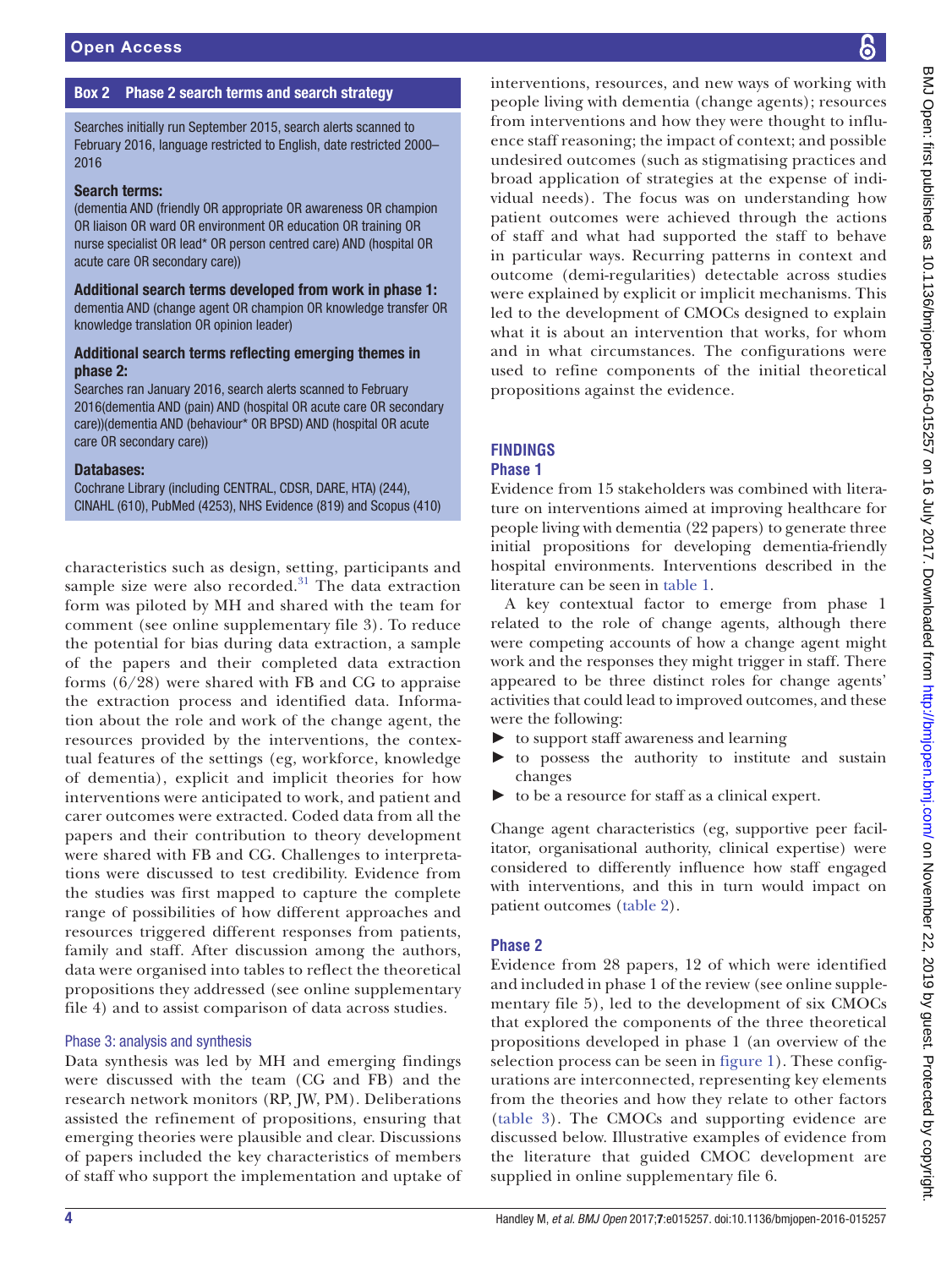### Box 2 Phase 2 search terms and search strategy

Searches initially run September 2015, search alerts scanned to February 2016, language restricted to English, date restricted 2000–2016

**Search terms:**
(dementia AND (friendly OR appropriate OR awareness OR champion OR liaison OR ward OR environment OR education OR training OR nurse specialist OR lead* OR person centred care) AND (hospital OR acute care OR secondary care))

**Additional search terms developed from work in phase 1:**
dementia AND (change agent OR champion OR knowledge transfer OR knowledge translation OR opinion leader)

**Additional search terms reflecting emerging themes in phase 2:**
Searches ran January 2016, search alerts scanned to February 2016(dementia AND (pain) AND (hospital OR acute care OR secondary care))(dementia AND (behaviour* OR BPSD) AND (hospital OR acute care OR secondary care))

**Databases:**
Cochrane Library (including CENTRAL, CDSR, DARE, HTA) (244), CINAHL (610), PubMed (4253), NHS Evidence (819) and Scopus (410)

characteristics such as design, setting, participants and sample size were also recorded.[31] The data extraction form was piloted by MH and shared with the team for comment (see online supplementary file 3). To reduce the potential for bias during data extraction, a sample of the papers and their completed data extraction forms (6/28) were shared with FB and CG to appraise the extraction process and identified data. Information about the role and work of the change agent, the resources provided by the interventions, the contextual features of the settings (eg, workforce, knowledge of dementia), explicit and implicit theories for how interventions were anticipated to work, and patient and carer outcomes were extracted. Coded data from all the papers and their contribution to theory development were shared with FB and CG. Challenges to interpretations were discussed to test credibility. Evidence from the studies was first mapped to capture the complete range of possibilities of how different approaches and resources triggered different responses from patients, family and staff. After discussion among the authors, data were organised into tables to reflect the theoretical propositions they addressed (see online supplementary file 4) and to assist comparison of data across studies.

### Phase 3: analysis and synthesis

Data synthesis was led by MH and emerging findings were discussed with the team (CG and FB) and the research network monitors (RP, JW, PM). Deliberations assisted the refinement of propositions, ensuring that emerging theories were plausible and clear. Discussions of papers included the key characteristics of members of staff who support the implementation and uptake of interventions, resources, and new ways of working with people living with dementia (change agents); resources from interventions and how they were thought to influence staff reasoning; the impact of context; and possible undesired outcomes (such as stigmatising practices and broad application of strategies at the expense of individual needs). The focus was on understanding how patient outcomes were achieved through the actions of staff and what had supported the staff to behave in particular ways. Recurring patterns in context and outcome (demi-regularities) detectable across studies were explained by explicit or implicit mechanisms. This led to the development of CMOCs designed to explain what it is about an intervention that works, for whom and in what circumstances. The configurations were used to refine components of the initial theoretical propositions against the evidence.

## FINDINGS

### Phase 1

Evidence from 15 stakeholders was combined with literature on interventions aimed at improving healthcare for people living with dementia (22 papers) to generate three initial propositions for developing dementia-friendly hospital environments. Interventions described in the literature can be seen in table 1.

A key contextual factor to emerge from phase 1 related to the role of change agents, although there were competing accounts of how a change agent might work and the responses they might trigger in staff. There appeared to be three distinct roles for change agents' activities that could lead to improved outcomes, and these were the following:

- to support staff awareness and learning
- to possess the authority to institute and sustain changes
- to be a resource for staff as a clinical expert.

Change agent characteristics (eg, supportive peer facilitator, organisational authority, clinical expertise) were considered to differently influence how staff engaged with interventions, and this in turn would impact on patient outcomes (table 2).

### Phase 2

Evidence from 28 papers, 12 of which were identified and included in phase 1 of the review (see online supplementary file 5), led to the development of six CMOCs that explored the components of the three theoretical propositions developed in phase 1 (an overview of the selection process can be seen in figure 1). These configurations are interconnected, representing key elements from the theories and how they relate to other factors (table 3). The CMOCs and supporting evidence are discussed below. Illustrative examples of evidence from the literature that guided CMOC development are supplied in online supplementary file 6.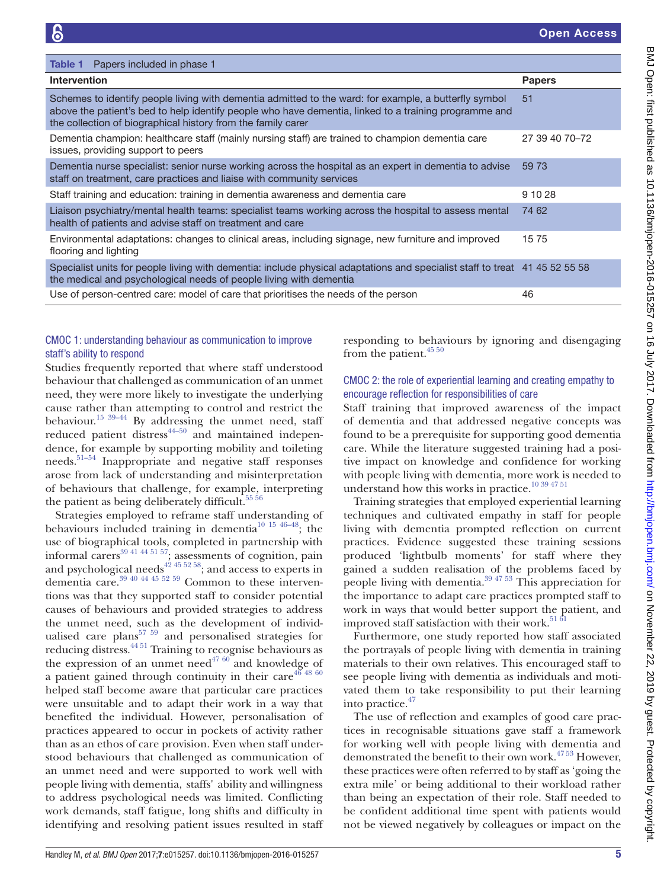**Table 1** Papers included in phase 1

| Intervention | Papers |
|---|---|
| Schemes to identify people living with dementia admitted to the ward: for example, a butterfly symbol above the patient's bed to help identify people who have dementia, linked to a training programme and the collection of biographical history from the family carer | 51 |
| Dementia champion: healthcare staff (mainly nursing staff) are trained to champion dementia care issues, providing support to peers | 27 39 40 70–72 |
| Dementia nurse specialist: senior nurse working across the hospital as an expert in dementia to advise staff on treatment, care practices and liaise with community services | 59 73 |
| Staff training and education: training in dementia awareness and dementia care | 9 10 28 |
| Liaison psychiatry/mental health teams: specialist teams working across the hospital to assess mental health of patients and advise staff on treatment and care | 74 62 |
| Environmental adaptations: changes to clinical areas, including signage, new furniture and improved flooring and lighting | 15 75 |
| Specialist units for people living with dementia: include physical adaptations and specialist staff to treat the medical and psychological needs of people living with dementia | 41 45 52 55 58 |
| Use of person-centred care: model of care that prioritises the needs of the person | 46 |

### CMOC 1: understanding behaviour as communication to improve staff's ability to respond

Studies frequently reported that where staff understood behaviour that challenged as communication of an unmet need, they were more likely to investigate the underlying cause rather than attempting to control and restrict the behaviour.[15 39–44] By addressing the unmet need, staff reduced patient distress[44–50] and maintained independence, for example by supporting mobility and toileting needs.[51–54] Inappropriate and negative staff responses arose from lack of understanding and misinterpretation of behaviours that challenge, for example, interpreting the patient as being deliberately difficult.[55 56]

Strategies employed to reframe staff understanding of behaviours included training in dementia[10 15 46–48]; the use of biographical tools, completed in partnership with informal carers[39 41 44 51 57]; assessments of cognition, pain and psychological needs[42 45 52 58]; and access to experts in dementia care.[39 40 44 45 52 59] Common to these interventions was that they supported staff to consider potential causes of behaviours and provided strategies to address the unmet need, such as the development of individualised care plans[57 59] and personalised strategies for reducing distress.[44 51] Training to recognise behaviours as the expression of an unmet need[47 60] and knowledge of a patient gained through continuity in their care[46 48 60] helped staff become aware that particular care practices were unsuitable and to adapt their work in a way that benefited the individual. However, personalisation of practices appeared to occur in pockets of activity rather than as an ethos of care provision. Even when staff understood behaviours that challenged as communication of an unmet need and were supported to work well with people living with dementia, staffs' ability and willingness to address psychological needs was limited. Conflicting work demands, staff fatigue, long shifts and difficulty in identifying and resolving patient issues resulted in staff responding to behaviours by ignoring and disengaging from the patient.[45 50]

### CMOC 2: the role of experiential learning and creating empathy to encourage reflection for responsibilities of care

Staff training that improved awareness of the impact of dementia and that addressed negative concepts was found to be a prerequisite for supporting good dementia care. While the literature suggested training had a positive impact on knowledge and confidence for working with people living with dementia, more work is needed to understand how this works in practice.[10 39 47 51]

Training strategies that employed experiential learning techniques and cultivated empathy in staff for people living with dementia prompted reflection on current practices. Evidence suggested these training sessions produced 'lightbulb moments' for staff where they gained a sudden realisation of the problems faced by people living with dementia.[39 47 53] This appreciation for the importance to adapt care practices prompted staff to work in ways that would better support the patient, and improved staff satisfaction with their work.[51 61]

Furthermore, one study reported how staff associated the portrayals of people living with dementia in training materials to their own relatives. This encouraged staff to see people living with dementia as individuals and motivated them to take responsibility to put their learning into practice.[47]

The use of reflection and examples of good care practices in recognisable situations gave staff a framework for working well with people living with dementia and demonstrated the benefit to their own work.[47 53] However, these practices were often referred to by staff as 'going the extra mile' or being additional to their workload rather than being an expectation of their role. Staff needed to be confident additional time spent with patients would not be viewed negatively by colleagues or impact on the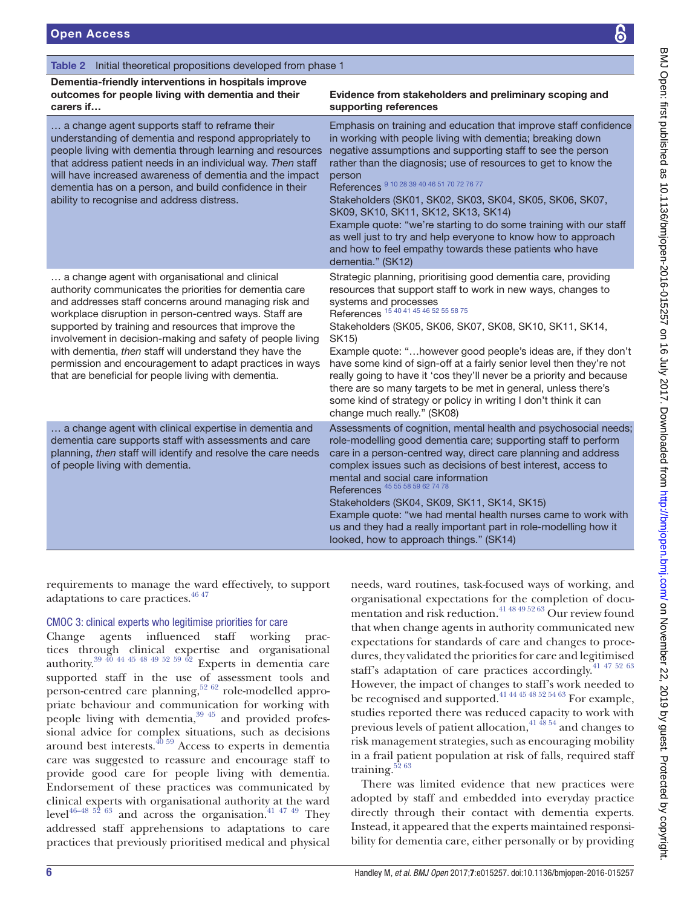**Table 2** Initial theoretical propositions developed from phase 1

| Dementia-friendly interventions in hospitals improve outcomes for people living with dementia and their carers if… | Evidence from stakeholders and preliminary scoping and supporting references |
|---|---|
| … a change agent supports staff to reframe their understanding of dementia and respond appropriately to people living with dementia through learning and resources that address patient needs in an individual way. *Then* staff will have increased awareness of dementia and the impact dementia has on a person, and build confidence in their ability to recognise and address distress. | Emphasis on training and education that improve staff confidence in working with people living with dementia; breaking down negative assumptions and supporting staff to see the person rather than the diagnosis; use of resources to get to know the person<br>References [9 10 28 39 40 46 51 70 72 76 77]<br>Stakeholders (SK01, SK02, SK03, SK04, SK05, SK06, SK07, SK09, SK10, SK11, SK12, SK13, SK14)<br>Example quote: "we're starting to do some training with our staff as well just to try and help everyone to know how to approach and how to feel empathy towards these patients who have dementia." (SK12) |
| … a change agent with organisational and clinical authority communicates the priorities for dementia care and addresses staff concerns around managing risk and workplace disruption in person-centred ways. Staff are supported by training and resources that improve the involvement in decision-making and safety of people living with dementia, *then* staff will understand they have the permission and encouragement to adapt practices in ways that are beneficial for people living with dementia. | Strategic planning, prioritising good dementia care, providing resources that support staff to work in new ways, changes to systems and processes<br>References [15 40 41 45 46 52 55 58 75]<br>Stakeholders (SK05, SK06, SK07, SK08, SK10, SK11, SK14, SK15)<br>Example quote: "…however good people's ideas are, if they don't have some kind of sign-off at a fairly senior level then they're not really going to have it 'cos they'll never be a priority and because there are so many targets to be met in general, unless there's some kind of strategy or policy in writing I don't think it can change much really." (SK08) |
| … a change agent with clinical expertise in dementia and dementia care supports staff with assessments and care planning, *then* staff will identify and resolve the care needs of people living with dementia. | Assessments of cognition, mental health and psychosocial needs; role-modelling good dementia care; supporting staff to perform care in a person-centred way, direct care planning and address complex issues such as decisions of best interest, access to mental and social care information<br>References [45 55 58 59 62 74 78]<br>Stakeholders (SK04, SK09, SK11, SK14, SK15)<br>Example quote: "we had mental health nurses came to work with us and they had a really important part in role-modelling how it looked, how to approach things." (SK14) |

requirements to manage the ward effectively, to support adaptations to care practices.[46 47]

### CMOC 3: clinical experts who legitimise priorities for care

Change agents influenced staff working practices through clinical expertise and organisational authority.[39 40 44 45 48 49 52 59 62] Experts in dementia care supported staff in the use of assessment tools and person-centred care planning,[52 62] role-modelled appropriate behaviour and communication for working with people living with dementia,[39 45] and provided professional advice for complex situations, such as decisions around best interests.[40 59] Access to experts in dementia care was suggested to reassure and encourage staff to provide good care for people living with dementia. Endorsement of these practices was communicated by clinical experts with organisational authority at the ward level[46–48 52 63] and across the organisation.[41 47 49] They addressed staff apprehensions to adaptations to care practices that previously prioritised medical and physical needs, ward routines, task-focused ways of working, and organisational expectations for the completion of documentation and risk reduction.[41 48 49 52 63] Our review found that when change agents in authority communicated new expectations for standards of care and changes to procedures, they validated the priorities for care and legitimised staff's adaptation of care practices accordingly.[41 47 52 63] However, the impact of changes to staff's work needed to be recognised and supported.[41 44 45 48 52 54 63] For example, studies reported there was reduced capacity to work with previous levels of patient allocation,[41 48 54] and changes to risk management strategies, such as encouraging mobility in a frail patient population at risk of falls, required staff training.[52 63]

There was limited evidence that new practices were adopted by staff and embedded into everyday practice directly through their contact with dementia experts. Instead, it appeared that the experts maintained responsibility for dementia care, either personally or by providing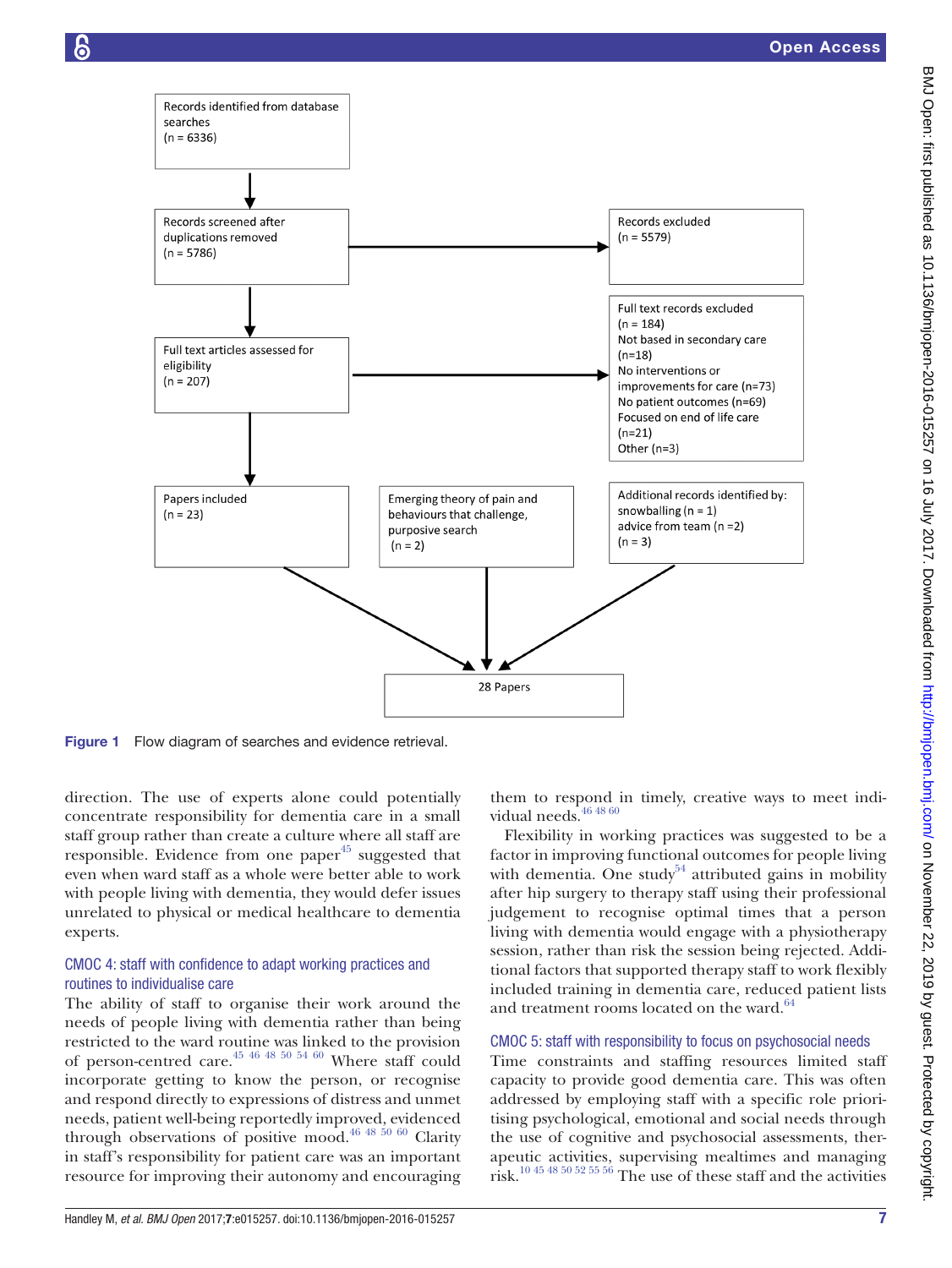Records identified from database searches (n = 6336)

Records screened after duplications removed (n = 5786)

Records excluded (n = 5579)

Full text articles assessed for eligibility (n = 207)

Full text records excluded (n = 184)
Not based in secondary care (n=18)
No interventions or improvements for care (n=73)
No patient outcomes (n=69)
Focused on end of life care (n=21)
Other (n=3)

Papers included (n = 23)

Emerging theory of pain and behaviours that challenge, purposive search (n = 2)

Additional records identified by: snowballing (n = 1) advice from team (n =2) (n = 3)

28 Papers

**Figure 1** Flow diagram of searches and evidence retrieval.

direction. The use of experts alone could potentially concentrate responsibility for dementia care in a small staff group rather than create a culture where all staff are responsible. Evidence from one paper[45] suggested that even when ward staff as a whole were better able to work with people living with dementia, they would defer issues unrelated to physical or medical healthcare to dementia experts.

### CMOC 4: staff with confidence to adapt working practices and routines to individualise care

The ability of staff to organise their work around the needs of people living with dementia rather than being restricted to the ward routine was linked to the provision of person-centred care.[45 46 48 50 54 60] Where staff could incorporate getting to know the person, or recognise and respond directly to expressions of distress and unmet needs, patient well-being reportedly improved, evidenced through observations of positive mood.[46 48 50 60] Clarity in staff's responsibility for patient care was an important resource for improving their autonomy and encouraging them to respond in timely, creative ways to meet individual needs.[46 48 60]

Flexibility in working practices was suggested to be a factor in improving functional outcomes for people living with dementia. One study[54] attributed gains in mobility after hip surgery to therapy staff using their professional judgement to recognise optimal times that a person living with dementia would engage with a physiotherapy session, rather than the session being rejected. Additional factors that supported therapy staff to work flexibly included training in dementia care, reduced patient lists and treatment rooms located on the ward.[64]

### CMOC 5: staff with responsibility to focus on psychosocial needs

Time constraints and staffing resources limited staff capacity to provide good dementia care. This was often addressed by employing staff with a specific role prioritising psychological, emotional and social needs through the use of cognitive and psychosocial assessments, therapeutic activities, supervising mealtimes and managing risk.[10 45 48 50 52 55 56] The use of these staff and the activities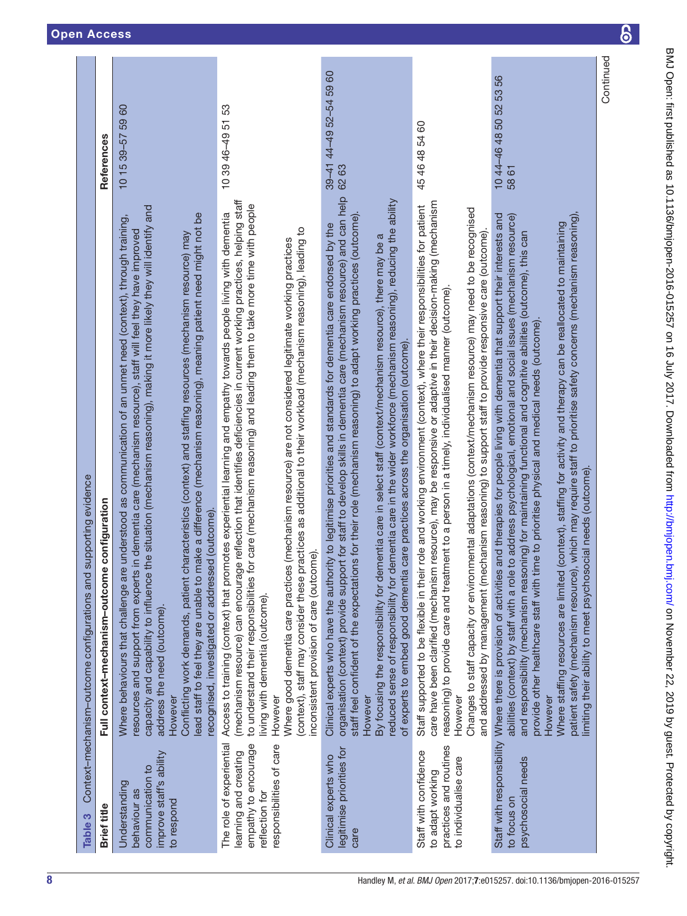**Table 3** Context–mechanism–outcome configurations and supporting evidence

| Brief title | Full context–mechanism–outcome configuration | References |
|---|---|---|
| Understanding behaviour as communication to improve staff's ability to respond | Where behaviours that challenge are understood as communication of an unmet need (context), through training, resources and support from experts in dementia care (mechanism resource), staff will feel they have improved capacity and capability to influence the situation (mechanism reasoning), making it more likely they will identify and address the need (outcome).<br>However<br>Conflicting work demands, patient characteristics (context) and staffing resources (mechanism resource) may lead staff to feel they are unable to make a difference (mechanism reasoning), meaning patient need might not be recognised, investigated or addressed (outcome). | 10 15 39–57 59 60 |
| The role of experiential learning and creating empathy to encourage reflection for responsibilities of care | Access to training (context) that promotes experiential learning and empathy towards people living with dementia (mechanism resource) can encourage reflection that identifies deficiencies in current working practices, helping staff to understand their responsibilities for care (mechanism reasoning) and leading them to take more time with people living with dementia (outcome).<br>However<br>Where good dementia care practices (mechanism resource) are not considered legitimate working practices (context), staff may consider these practices as additional to their workload (mechanism reasoning), leading to inconsistent provision of care (outcome). | 10 39 46–49 51 53 |
| Clinical experts who legitimise priorities for care | Clinical experts who have the authority to legitimise priorities and standards for dementia care endorsed by the organisation (context) provide support for staff to develop skills in dementia care (mechanism resource) and can help staff feel confident of the expectations for their role (mechanism reasoning) to adapt working practices (outcome).<br>However<br>By focusing the responsibility for dementia care in select staff (context/mechanism resource), there may be a reduced sense of responsibility for dementia care in the wider workforce (mechanism reasoning), reducing the ability of experts to embed good dementia care practices across the organisation (outcome). | 39–41 44–49 52–54 59 60 62 63 |
| Staff with confidence to adapt working practices and routines to individualise care | Staff supported to be flexible in their role and working environment (context), where their responsibilities for patient care have been clarified (mechanism resource), may be responsive or adaptive in their decision-making (mechanism reasoning) to provide care and treatment to a person in a timely, individualised manner (outcome).<br>However<br>Changes to staff capacity or environmental adaptations (context/mechanism resource) may need to be recognised and addressed by management (mechanism reasoning) to support staff to provide responsive care (outcome). | 45 46 48 54 60 |
| Staff with responsibility to focus on psychosocial needs | Where there is provision of activities and therapies for people living with dementia that support their interests and abilities (context) by staff with a role to address psychological, emotional and social issues (mechanism resource) and responsibility (mechanism reasoning) for maintaining functional and cognitive abilities (outcome), this can provide other healthcare staff with time to prioritise physical and medical needs (outcome).<br>However<br>Where staffing resources are limited (context), staffing for activity and therapy can be reallocated to maintaining patient safety (mechanism resource), which may require staff to prioritise safety concerns (mechanism reasoning), limiting their ability to meet psychosocial needs (outcome). | 10 44–46 48 50 52 53 56 58 61 |

Continued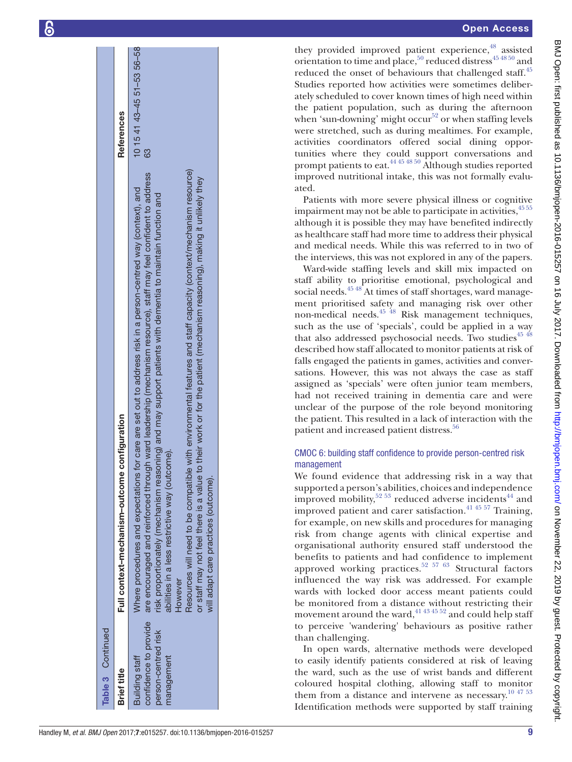**Table 3** Continued

| Brief title | Full context–mechanism–outcome configuration | References |
| --- | --- | --- |
| Building staff confidence to provide person-centred risk management | Where procedures and expectations for care are set out to address risk in a person-centred way (context), and are encouraged and reinforced through ward leadership (mechanism resource), staff may feel confident to address risk proportionately (mechanism reasoning) and may support patients with dementia to maintain function and abilities in a less restrictive way (outcome).<br>However<br>Resources will need to be compatible with environmental features and staff capacity (context/mechanism resource) or staff may not feel there is a value to their work or for the patient (mechanism reasoning), making it unlikely they will adapt care practices (outcome). | 10 15 41 43–45 51–53 56–58 63 |

they provided improved patient experience,[48] assisted orientation to time and place,[50] reduced distress[45 48 50] and reduced the onset of behaviours that challenged staff.[45] Studies reported how activities were sometimes deliberately scheduled to cover known times of high need within the patient population, such as during the afternoon when 'sun-downing' might occur[52] or when staffing levels were stretched, such as during mealtimes. For example, activities coordinators offered social dining opportunities where they could support conversations and prompt patients to eat.[44 45 48 50] Although studies reported improved nutritional intake, this was not formally evaluated.

Patients with more severe physical illness or cognitive impairment may not be able to participate in activities,[45 55] although it is possible they may have benefited indirectly as healthcare staff had more time to address their physical and medical needs. While this was referred to in two of the interviews, this was not explored in any of the papers.

Ward-wide staffing levels and skill mix impacted on staff ability to prioritise emotional, psychological and social needs.[45 48] At times of staff shortages, ward management prioritised safety and managing risk over other non-medical needs.[45 48] Risk management techniques, such as the use of 'specials', could be applied in a way that also addressed psychosocial needs. Two studies[45 48] described how staff allocated to monitor patients at risk of falls engaged the patients in games, activities and conversations. However, this was not always the case as staff assigned as 'specials' were often junior team members, had not received training in dementia care and were unclear of the purpose of the role beyond monitoring the patient. This resulted in a lack of interaction with the patient and increased patient distress.[56]

### CMOC 6: building staff confidence to provide person-centred risk management

We found evidence that addressing risk in a way that supported a person's abilities, choices and independence improved mobility,[52 53] reduced adverse incidents[44] and improved patient and carer satisfaction.[41 45 57] Training, for example, on new skills and procedures for managing risk from change agents with clinical expertise and organisational authority ensured staff understood the benefits to patients and had confidence to implement approved working practices.[52 57 63] Structural factors influenced the way risk was addressed. For example wards with locked door access meant patients could be monitored from a distance without restricting their movement around the ward,[41 43 45 52] and could help staff to perceive 'wandering' behaviours as positive rather than challenging.

In open wards, alternative methods were developed to easily identify patients considered at risk of leaving the ward, such as the use of wrist bands and different coloured hospital clothing, allowing staff to monitor them from a distance and intervene as necessary.[10 47 53] Identification methods were supported by staff training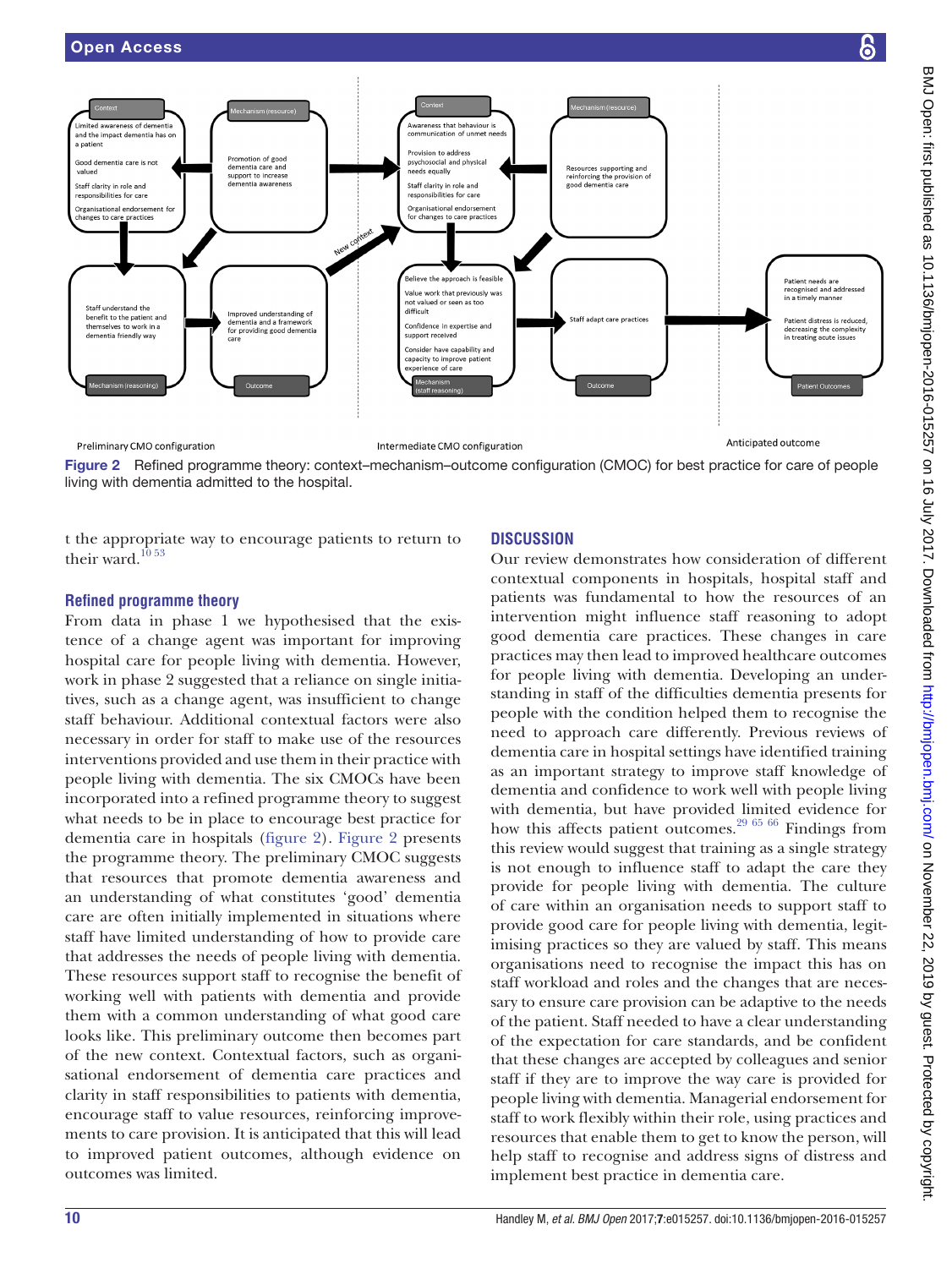Context

Limited awareness of dementia and the impact dementia has on a patient

Good dementia care is not valued

Staff clarity in role and responsibilities for care

Organisational endorsement for changes to care practices

Mechanism (resource)

Promotion of good dementia care and support to increase dementia awareness

Mechanism (reasoning)

Staff understand the benefit to the patient and themselves to work in a dementia friendly way

Outcome

Improved understanding of dementia and a framework for providing good dementia care

New context

Context

Awareness that behaviour is communication of unmet needs

Provision to address psychosocial and physical needs equally

Staff clarity in role and responsibilities for care

Organisational endorsement for changes to care practices

Mechanism (resource)

Resources supporting and reinforcing the provision of good dementia care

Mechanism (staff reasoning)

Believe the approach is feasible

Value work that previously was not valued or seen as too difficult

Confidence in expertise and support received

Consider have capability and capacity to improve patient experience of care

Outcome

Staff adapt care practices

Patient Outcomes

Patient needs are recognised and addressed in a timely manner

Patient distress is reduced, decreasing the complexity in treating acute issues

Preliminary CMO configuration

Intermediate CMO configuration

Anticipated outcome

**Figure 2** Refined programme theory: context–mechanism–outcome configuration (CMOC) for best practice for care of people living with dementia admitted to the hospital.

t the appropriate way to encourage patients to return to their ward.[10 53]

### Refined programme theory

From data in phase 1 we hypothesised that the existence of a change agent was important for improving hospital care for people living with dementia. However, work in phase 2 suggested that a reliance on single initiatives, such as a change agent, was insufficient to change staff behaviour. Additional contextual factors were also necessary in order for staff to make use of the resources interventions provided and use them in their practice with people living with dementia. The six CMOCs have been incorporated into a refined programme theory to suggest what needs to be in place to encourage best practice for dementia care in hospitals (figure 2). Figure 2 presents the programme theory. The preliminary CMOC suggests that resources that promote dementia awareness and an understanding of what constitutes 'good' dementia care are often initially implemented in situations where staff have limited understanding of how to provide care that addresses the needs of people living with dementia. These resources support staff to recognise the benefit of working well with patients with dementia and provide them with a common understanding of what good care looks like. This preliminary outcome then becomes part of the new context. Contextual factors, such as organisational endorsement of dementia care practices and clarity in staff responsibilities to patients with dementia, encourage staff to value resources, reinforcing improvements to care provision. It is anticipated that this will lead to improved patient outcomes, although evidence on outcomes was limited.

## DISCUSSION

Our review demonstrates how consideration of different contextual components in hospitals, hospital staff and patients was fundamental to how the resources of an intervention might influence staff reasoning to adopt good dementia care practices. These changes in care practices may then lead to improved healthcare outcomes for people living with dementia. Developing an understanding in staff of the difficulties dementia presents for people with the condition helped them to recognise the need to approach care differently. Previous reviews of dementia care in hospital settings have identified training as an important strategy to improve staff knowledge of dementia and confidence to work well with people living with dementia, but have provided limited evidence for how this affects patient outcomes.[29 65 66] Findings from this review would suggest that training as a single strategy is not enough to influence staff to adapt the care they provide for people living with dementia. The culture of care within an organisation needs to support staff to provide good care for people living with dementia, legitimising practices so they are valued by staff. This means organisations need to recognise the impact this has on staff workload and roles and the changes that are necessary to ensure care provision can be adaptive to the needs of the patient. Staff needed to have a clear understanding of the expectation for care standards, and be confident that these changes are accepted by colleagues and senior staff if they are to improve the way care is provided for people living with dementia. Managerial endorsement for staff to work flexibly within their role, using practices and resources that enable them to get to know the person, will help staff to recognise and address signs of distress and implement best practice in dementia care.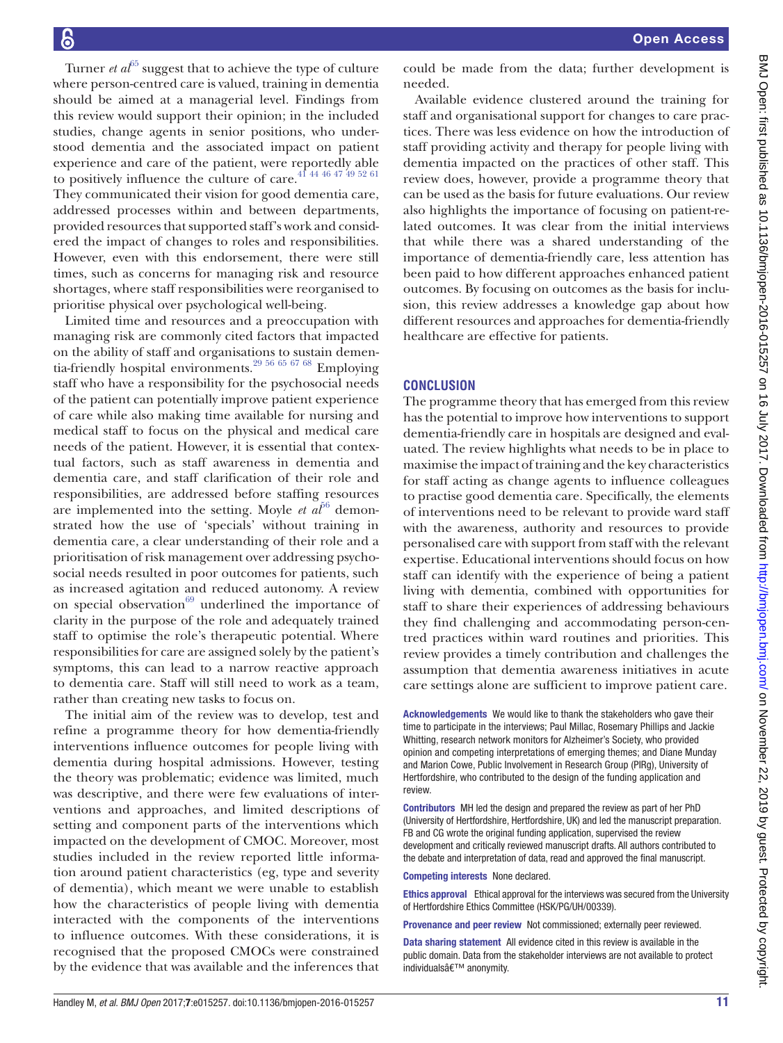Turner *et al*[65] suggest that to achieve the type of culture where person-centred care is valued, training in dementia should be aimed at a managerial level. Findings from this review would support their opinion; in the included studies, change agents in senior positions, who understood dementia and the associated impact on patient experience and care of the patient, were reportedly able to positively influence the culture of care.[41 44 46 47 49 52 61] They communicated their vision for good dementia care, addressed processes within and between departments, provided resources that supported staff's work and considered the impact of changes to roles and responsibilities. However, even with this endorsement, there were still times, such as concerns for managing risk and resource shortages, where staff responsibilities were reorganised to prioritise physical over psychological well-being.

Limited time and resources and a preoccupation with managing risk are commonly cited factors that impacted on the ability of staff and organisations to sustain dementia-friendly hospital environments.[29 56 65 67 68] Employing staff who have a responsibility for the psychosocial needs of the patient can potentially improve patient experience of care while also making time available for nursing and medical staff to focus on the physical and medical care needs of the patient. However, it is essential that contextual factors, such as staff awareness in dementia and dementia care, and staff clarification of their role and responsibilities, are addressed before staffing resources are implemented into the setting. Moyle *et al*[66] demonstrated how the use of 'specials' without training in dementia care, a clear understanding of their role and a prioritisation of risk management over addressing psychosocial needs resulted in poor outcomes for patients, such as increased agitation and reduced autonomy. A review on special observation[69] underlined the importance of clarity in the purpose of the role and adequately trained staff to optimise the role's therapeutic potential. Where responsibilities for care are assigned solely by the patient's symptoms, this can lead to a narrow reactive approach to dementia care. Staff will still need to work as a team, rather than creating new tasks to focus on.

The initial aim of the review was to develop, test and refine a programme theory for how dementia-friendly interventions influence outcomes for people living with dementia during hospital admissions. However, testing the theory was problematic; evidence was limited, much was descriptive, and there were few evaluations of interventions and approaches, and limited descriptions of setting and component parts of the interventions which impacted on the development of CMOC. Moreover, most studies included in the review reported little information around patient characteristics (eg, type and severity of dementia), which meant we were unable to establish how the characteristics of people living with dementia interacted with the components of the interventions to influence outcomes. With these considerations, it is recognised that the proposed CMOCs were constrained by the evidence that was available and the inferences that could be made from the data; further development is needed.

Available evidence clustered around the training for staff and organisational support for changes to care practices. There was less evidence on how the introduction of staff providing activity and therapy for people living with dementia impacted on the practices of other staff. This review does, however, provide a programme theory that can be used as the basis for future evaluations. Our review also highlights the importance of focusing on patient-related outcomes. It was clear from the initial interviews that while there was a shared understanding of the importance of dementia-friendly care, less attention has been paid to how different approaches enhanced patient outcomes. By focusing on outcomes as the basis for inclusion, this review addresses a knowledge gap about how different resources and approaches for dementia-friendly healthcare are effective for patients.

## CONCLUSION

The programme theory that has emerged from this review has the potential to improve how interventions to support dementia-friendly care in hospitals are designed and evaluated. The review highlights what needs to be in place to maximise the impact of training and the key characteristics for staff acting as change agents to influence colleagues to practise good dementia care. Specifically, the elements of interventions need to be relevant to provide ward staff with the awareness, authority and resources to provide personalised care with support from staff with the relevant expertise. Educational interventions should focus on how staff can identify with the experience of being a patient living with dementia, combined with opportunities for staff to share their experiences of addressing behaviours they find challenging and accommodating person-centred practices within ward routines and priorities. This review provides a timely contribution and challenges the assumption that dementia awareness initiatives in acute care settings alone are sufficient to improve patient care.

**Acknowledgements** We would like to thank the stakeholders who gave their time to participate in the interviews; Paul Millac, Rosemary Phillips and Jackie Whitting, research network monitors for Alzheimer's Society, who provided opinion and competing interpretations of emerging themes; and Diane Munday and Marion Cowe, Public Involvement in Research Group (PIRg), University of Hertfordshire, who contributed to the design of the funding application and review.

**Contributors** MH led the design and prepared the review as part of her PhD (University of Hertfordshire, Hertfordshire, UK) and led the manuscript preparation. FB and CG wrote the original funding application, supervised the review development and critically reviewed manuscript drafts. All authors contributed to the debate and interpretation of data, read and approved the final manuscript.

**Competing interests** None declared.

**Ethics approval** Ethical approval for the interviews was secured from the University of Hertfordshire Ethics Committee (HSK/PG/UH/00339).

**Provenance and peer review** Not commissioned; externally peer reviewed.

**Data sharing statement** All evidence cited in this review is available in the public domain. Data from the stakeholder interviews are not available to protect individualsâ€™ anonymity.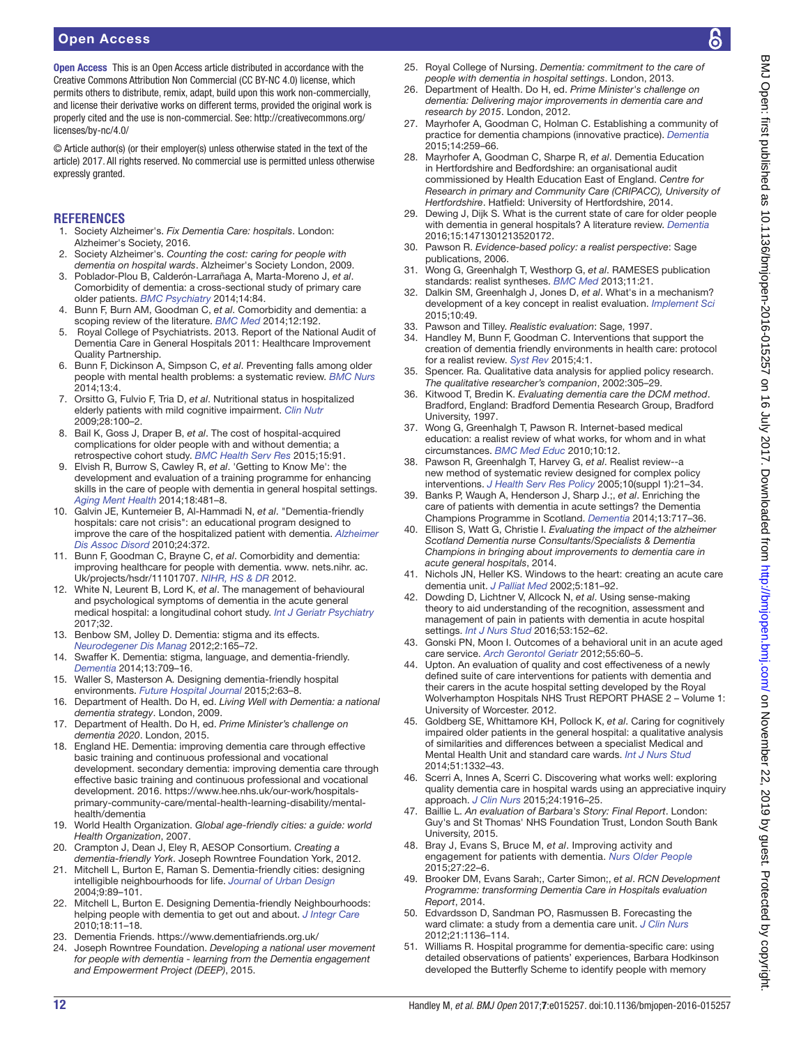**Open Access** This is an Open Access article distributed in accordance with the Creative Commons Attribution Non Commercial (CC BY-NC 4.0) license, which permits others to distribute, remix, adapt, build upon this work non-commercially, and license their derivative works on different terms, provided the original work is properly cited and the use is non-commercial. See: http://creativecommons.org/licenses/by-nc/4.0/

© Article author(s) (or their employer(s) unless otherwise stated in the text of the article) 2017. All rights reserved. No commercial use is permitted unless otherwise expressly granted.

## REFERENCES

1. Society Alzheimer's. *Fix Dementia Care: hospitals*. London: Alzheimer's Society, 2016.
2. Society Alzheimer's. *Counting the cost: caring for people with dementia on hospital wards*. Alzheimer's Society London, 2009.
3. Poblador-Plou B, Calderón-Larrañaga A, Marta-Moreno J, *et al*. Comorbidity of dementia: a cross-sectional study of primary care older patients. *BMC Psychiatry* 2014;14:84.
4. Bunn F, Burn AM, Goodman C, *et al*. Comorbidity and dementia: a scoping review of the literature. *BMC Med* 2014;12:192.
5. Royal College of Psychiatrists. 2013. Report of the National Audit of Dementia Care in General Hospitals 2011: Healthcare Improvement Quality Partnership.
6. Bunn F, Dickinson A, Simpson C, *et al*. Preventing falls among older people with mental health problems: a systematic review. *BMC Nurs* 2014;13:4.
7. Orsitto G, Fulvio F, Tria D, *et al*. Nutritional status in hospitalized elderly patients with mild cognitive impairment. *Clin Nutr* 2009;28:100–2.
8. Bail K, Goss J, Draper B, *et al*. The cost of hospital-acquired complications for older people with and without dementia; a retrospective cohort study. *BMC Health Serv Res* 2015;15:91.
9. Elvish R, Burrow S, Cawley R, *et al*. 'Getting to Know Me': the development and evaluation of a training programme for enhancing skills in the care of people with dementia in general hospital settings. *Aging Ment Health* 2014;18:481–8.
10. Galvin JE, Kuntemeier B, Al-Hammadi N, *et al*. "Dementia-friendly hospitals: care not crisis": an educational program designed to improve the care of the hospitalized patient with dementia. *Alzheimer Dis Assoc Disord* 2010;24:372.
11. Bunn F, Goodman C, Brayne C, *et al*. Comorbidity and dementia: improving healthcare for people with dementia. www. nets.nihr. ac. Uk/projects/hsdr/11101707. *NIHR, HS & DR* 2012.
12. White N, Leurent B, Lord K, *et al*. The management of behavioural and psychological symptoms of dementia in the acute general medical hospital: a longitudinal cohort study. *Int J Geriatr Psychiatry* 2017;32.
13. Benbow SM, Jolley D. Dementia: stigma and its effects. *Neurodegener Dis Manag* 2012;2:165–72.
14. Swaffer K. Dementia: stigma, language, and dementia-friendly. *Dementia* 2014;13:709–16.
15. Waller S, Masterson A. Designing dementia-friendly hospital environments. *Future Hospital Journal* 2015;2:63–8.
16. Department of Health. Do H, ed. *Living Well with Dementia: a national dementia strategy*. London, 2009.
17. Department of Health. Do H, ed. *Prime Minister's challenge on dementia 2020*. London, 2015.
18. England HE. Dementia: improving dementia care through effective basic training and continuous professional and vocational development. secondary dementia: improving dementia care through effective basic training and continuous professional and vocational development. 2016. https://www.hee.nhs.uk/our-work/hospitals-primary-community-care/mental-health-learning-disability/mental-health/dementia
19. World Health Organization. *Global age-friendly cities: a guide: world Health Organization*, 2007.
20. Crampton J, Dean J, Eley R, AESOP Consortium. *Creating a dementia-friendly York*. Joseph Rowntree Foundation York, 2012.
21. Mitchell L, Burton E, Raman S. Dementia-friendly cities: designing intelligible neighbourhoods for life. *Journal of Urban Design* 2004;9:89–101.
22. Mitchell L, Burton E. Designing Dementia-friendly Neighbourhoods: helping people with dementia to get out and about. *J Integr Care* 2010;18:11–18.
23. Dementia Friends. https://www.dementiafriends.org.uk/
24. Joseph Rowntree Foundation. *Developing a national user movement for people with dementia - learning from the Dementia engagement and Empowerment Project (DEEP)*, 2015.
25. Royal College of Nursing. *Dementia: commitment to the care of people with dementia in hospital settings*. London, 2013.
26. Department of Health. Do H, ed. *Prime Minister's challenge on dementia: Delivering major improvements in dementia care and research by 2015*. London, 2012.
27. Mayrhofer A, Goodman C, Holman C. Establishing a community of practice for dementia champions (innovative practice). *Dementia* 2015;14:259–66.
28. Mayrhofer A, Goodman C, Sharpe R, *et al*. Dementia Education in Hertfordshire and Bedfordshire: an organisational audit commissioned by Health Education East of England. *Centre for Research in primary and Community Care (CRIPACC), University of Hertfordshire*. Hatfield: University of Hertfordshire, 2014.
29. Dewing J, Dijk S. What is the current state of care for older people with dementia in general hospitals? A literature review. *Dementia* 2016;15:1471301213520172.
30. Pawson R. *Evidence-based policy: a realist perspective*: Sage publications, 2006.
31. Wong G, Greenhalgh T, Westhorp G, *et al*. RAMESES publication standards: realist syntheses. *BMC Med* 2013;11:21.
32. Dalkin SM, Greenhalgh J, Jones D, *et al*. What's in a mechanism? development of a key concept in realist evaluation. *Implement Sci* 2015;10:49.
33. Pawson and Tilley. *Realistic evaluation*: Sage, 1997.
34. Handley M, Bunn F, Goodman C. Interventions that support the creation of dementia friendly environments in health care: protocol for a realist review. *Syst Rev* 2015;4:1.
35. Spencer. Ra. Qualitative data analysis for applied policy research. *The qualitative researcher's companion*, 2002:305–29.
36. Kitwood T, Bredin K. *Evaluating dementia care the DCM method*. Bradford, England: Bradford Dementia Research Group, Bradford University, 1997.
37. Wong G, Greenhalgh T, Pawson R. Internet-based medical education: a realist review of what works, for whom and in what circumstances. *BMC Med Educ* 2010;10:12.
38. Pawson R, Greenhalgh T, Harvey G, *et al*. Realist review--a new method of systematic review designed for complex policy interventions. *J Health Serv Res Policy* 2005;10(suppl 1):21–34.
39. Banks P, Waugh A, Henderson J, Sharp J.;, *et al*. Enriching the care of patients with dementia in acute settings? The Dementia Champions Programme in Scotland. *Dementia* 2014;13:717–36.
40. Ellison S, Watt G, Christie I. *Evaluating the impact of the alzheimer Scotland Dementia nurse Consultants/Specialists & Dementia Champions in bringing about improvements to dementia care in acute general hospitals*, 2014.
41. Nichols JN, Heller KS. Windows to the heart: creating an acute care dementia unit. *J Palliat Med* 2002;5:181–92.
42. Dowding D, Lichtner V, Allcock N, *et al*. Using sense-making theory to aid understanding of the recognition, assessment and management of pain in patients with dementia in acute hospital settings. *Int J Nurs Stud* 2016;53:152–62.
43. Gonski PN, Moon I. Outcomes of a behavioral unit in an acute aged care service. *Arch Gerontol Geriatr* 2012;55:60–5.
44. Upton. An evaluation of quality and cost effectiveness of a newly defined suite of care interventions for patients with dementia and their carers in the acute hospital setting developed by the Royal Wolverhampton Hospitals NHS Trust REPORT PHASE 2 – Volume 1: University of Worcester. 2012.
45. Goldberg SE, Whittamore KH, Pollock K, *et al*. Caring for cognitively impaired older patients in the general hospital: a qualitative analysis of similarities and differences between a specialist Medical and Mental Health Unit and standard care wards. *Int J Nurs Stud* 2014;51:1332–43.
46. Scerri A, Innes A, Scerri C. Discovering what works well: exploring quality dementia care in hospital wards using an appreciative inquiry approach. *J Clin Nurs* 2015;24:1916–25.
47. Baillie L. *An evaluation of Barbara's Story: Final Report*. London: Guy's and St Thomas' NHS Foundation Trust, London South Bank University, 2015.
48. Bray J, Evans S, Bruce M, *et al*. Improving activity and engagement for patients with dementia. *Nurs Older People* 2015;27:22–6.
49. Brooker DM, Evans Sarah;, Carter Simon;, *et al*. *RCN Development Programme: transforming Dementia Care in Hospitals evaluation Report*, 2014.
50. Edvardsson D, Sandman PO, Rasmussen B. Forecasting the ward climate: a study from a dementia care unit. *J Clin Nurs* 2012;21:1136–114.
51. Williams R. Hospital programme for dementia-specific care: using detailed observations of patients' experiences, Barbara Hodkinson developed the Butterfly Scheme to identify people with memory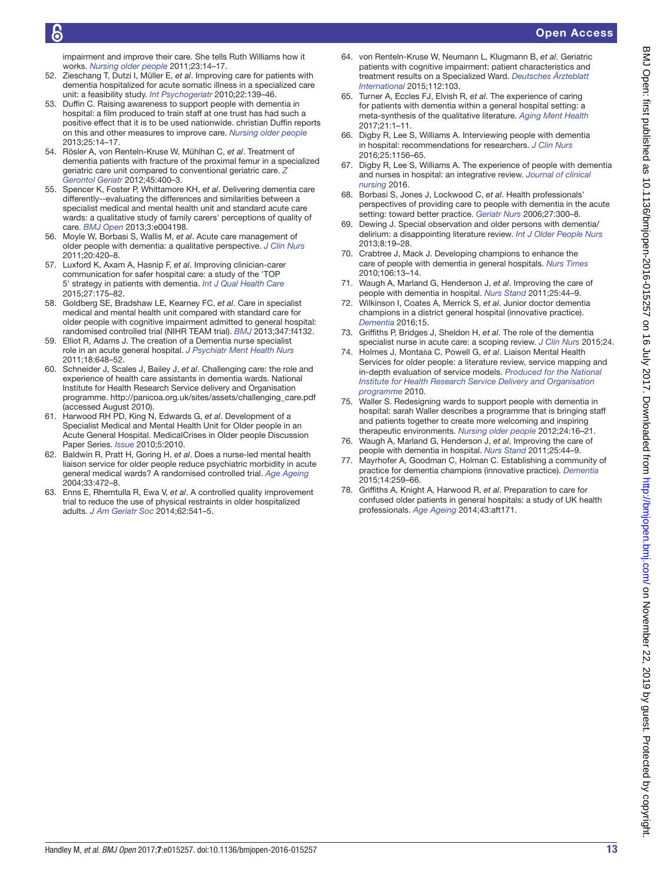impairment and improve their care. She tells Ruth Williams how it works. *Nursing older people* 2011;23:14–17.

52. Zieschang T, Dutzi I, Müller E, *et al*. Improving care for patients with dementia hospitalized for acute somatic illness in a specialized care unit: a feasibility study. *Int Psychogeriatr* 2010;22:139–46.
53. Duffin C. Raising awareness to support people with dementia in hospital: a film produced to train staff at one trust has had such a positive effect that it is to be used nationwide. christian Duffin reports on this and other measures to improve care. *Nursing older people* 2013;25:14–17.
54. Rösler A, von Renteln-Kruse W, Mühlhan C, *et al*. Treatment of dementia patients with fracture of the proximal femur in a specialized geriatric care unit compared to conventional geriatric care. *Z Gerontol Geriatr* 2012;45:400–3.
55. Spencer K, Foster P, Whittamore KH, *et al*. Delivering dementia care differently--evaluating the differences and similarities between a specialist medical and mental health unit and standard acute care wards: a qualitative study of family carers' perceptions of quality of care. *BMJ Open* 2013;3:e004198.
56. Moyle W, Borbasi S, Wallis M, *et al*. Acute care management of older people with dementia: a qualitative perspective. *J Clin Nurs* 2011;20:420–8.
57. Luxford K, Axam A, Hasnip F, *et al*. Improving clinician-carer communication for safer hospital care: a study of the 'TOP 5' strategy in patients with dementia. *Int J Qual Health Care* 2015;27:175–82.
58. Goldberg SE, Bradshaw LE, Kearney FC, *et al*. Care in specialist medical and mental health unit compared with standard care for older people with cognitive impairment admitted to general hospital: randomised controlled trial (NIHR TEAM trial). *BMJ* 2013;347:f4132.
59. Elliot R, Adams J. The creation of a Dementia nurse specialist role in an acute general hospital. *J Psychiatr Ment Health Nurs* 2011;18:648–52.
60. Schneider J, Scales J, Bailey J, *et al*. Challenging care: the role and experience of health care assistants in dementia wards. National Institute for Health Research Service delivery and Organisation programme. http://panicoa.org.uk/sites/assets/challenging_care.pdf (accessed August 2010).
61. Harwood RH PD, King N, Edwards G, *et al*. Development of a Specialist Medical and Mental Health Unit for Older people in an Acute General Hospital. MedicalCrises in Older people Discussion Paper Series. *Issue* 2010;5:2010.
62. Baldwin R, Pratt H, Goring H, *et al*. Does a nurse-led mental health liaison service for older people reduce psychiatric morbidity in acute general medical wards? A randomised controlled trial. *Age Ageing* 2004;33:472–8.
63. Enns E, Rhemtulla R, Ewa V, *et al*. A controlled quality improvement trial to reduce the use of physical restraints in older hospitalized adults. *J Am Geriatr Soc* 2014;62:541–5.
64. von Renteln-Kruse W, Neumann L, Klugmann B, *et al*. Geriatric patients with cognitive impairment: patient characteristics and treatment results on a Specialized Ward. *Deutsches Ärzteblatt International* 2015;112:103.
65. Turner A, Eccles FJ, Elvish R, *et al*. The experience of caring for patients with dementia within a general hospital setting: a meta-synthesis of the qualitative literature. *Aging Ment Health* 2017;21:1–11.
66. Digby R, Lee S, Williams A. Interviewing people with dementia in hospital: recommendations for researchers. *J Clin Nurs* 2016;25:1156–65.
67. Digby R, Lee S, Williams A. The experience of people with dementia and nurses in hospital: an integrative review. *Journal of clinical nursing* 2016.
68. Borbasi S, Jones J, Lockwood C, *et al*. Health professionals' perspectives of providing care to people with dementia in the acute setting: toward better practice. *Geriatr Nurs* 2006;27:300–8.
69. Dewing J. Special observation and older persons with dementia/delirium: a disappointing literature review. *Int J Older People Nurs* 2013;8:19–28.
70. Crabtree J, Mack J. Developing champions to enhance the care of people with dementia in general hospitals. *Nurs Times* 2010;106:13–14.
71. Waugh A, Marland G, Henderson J, *et al*. Improving the care of people with dementia in hospital. *Nurs Stand* 2011;25:44–9.
72. Wilkinson I, Coates A, Merrick S, *et al*. Junior doctor dementia champions in a district general hospital (innovative practice). *Dementia* 2016;15.
73. Griffiths P, Bridges J, Sheldon H, *et al*. The role of the dementia specialist nurse in acute care: a scoping review. *J Clin Nurs* 2015;24.
74. Holmes J, Montaňa C, Powell G, *et al*. Liaison Mental Health Services for older people: a literature review, service mapping and in-depth evaluation of service models. *Produced for the National Institute for Health Research Service Delivery and Organisation programme* 2010.
75. Waller S. Redesigning wards to support people with dementia in hospital: sarah Waller describes a programme that is bringing staff and patients together to create more welcoming and inspiring therapeutic environments. *Nursing older people* 2012;24:16–21.
76. Waugh A, Marland G, Henderson J, *et al*. Improving the care of people with dementia in hospital. *Nurs Stand* 2011;25:44–9.
77. Mayrhofer A, Goodman C, Holman C. Establishing a community of practice for dementia champions (innovative practice). *Dementia* 2015;14:259–66.
78. Griffiths A, Knight A, Harwood R, *et al*. Preparation to care for confused older patients in general hospitals: a study of UK health professionals. *Age Ageing* 2014;43:aft171.